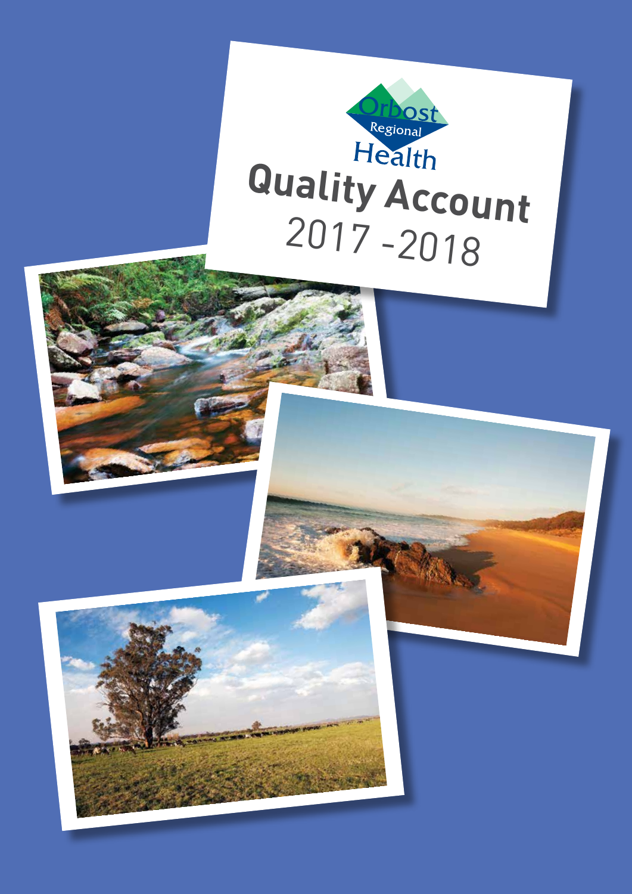Orbost Regional Health

# Quality Account

2017 -2018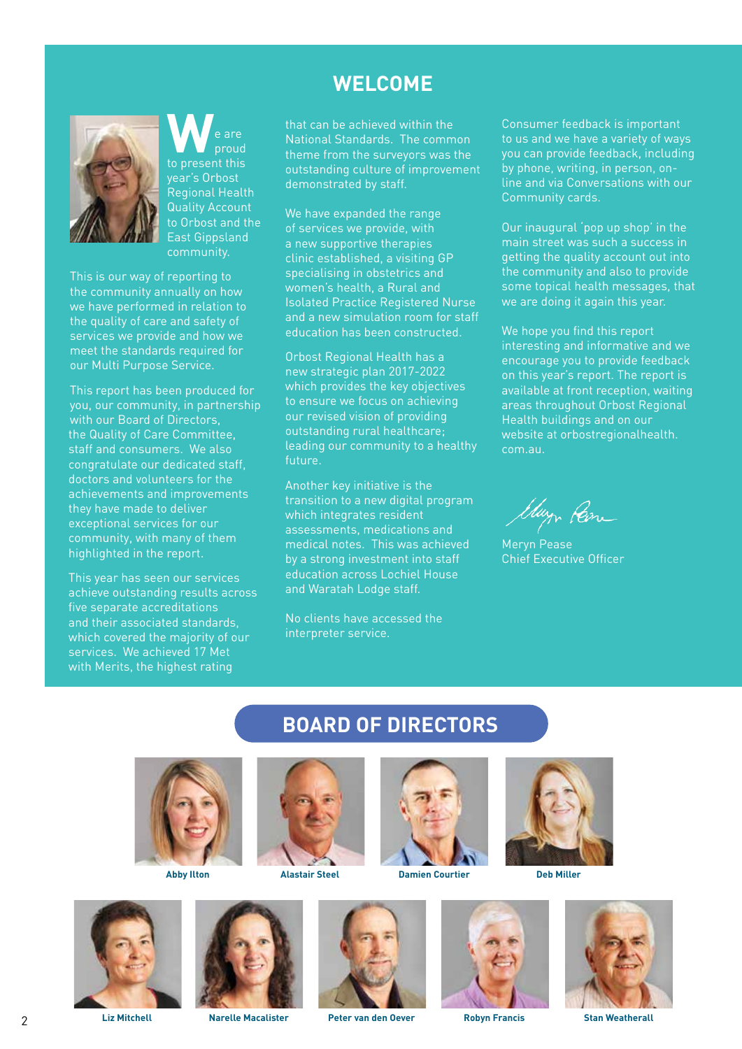# WELCOME

We are proud to present this year's Orbost Regional Health Quality Account to Orbost and the East Gippsland community.

This is our way of reporting to the community annually on how we have performed in relation to the quality of care and safety of services we provide and how we meet the standards required for our Multi Purpose Service.

This report has been produced for you, our community, in partnership with our Board of Directors, the Quality of Care Committee, staff and consumers. We also congratulate our dedicated staff, doctors and volunteers for the achievements and improvements they have made to deliver exceptional services for our community, with many of them highlighted in the report.

This year has seen our services achieve outstanding results across five separate accreditations and their associated standards, which covered the majority of our services. We achieved 17 Met with Merits, the highest rating that can be achieved within the National Standards. The common theme from the surveyors was the outstanding culture of improvement demonstrated by staff.

We have expanded the range of services we provide, with a new supportive therapies clinic established, a visiting GP specialising in obstetrics and women's health, a Rural and Isolated Practice Registered Nurse and a new simulation room for staff education has been constructed.

Orbost Regional Health has a new strategic plan 2017-2022 which provides the key objectives to ensure we focus on achieving our revised vision of providing outstanding rural healthcare; leading our community to a healthy future.

Another key initiative is the transition to a new digital program which integrates resident assessments, medications and medical notes. This was achieved by a strong investment into staff education across Lochiel House and Waratah Lodge staff.

No clients have accessed the interpreter service.

Consumer feedback is important to us and we have a variety of ways you can provide feedback, including by phone, writing, in person, on-line and via Conversations with our Community cards.

Our inaugural 'pop up shop' in the main street was such a success in getting the quality account out into the community and also to provide some topical health messages, that we are doing it again this year.

We hope you find this report interesting and informative and we encourage you to provide feedback on this year's report. The report is available at front reception, waiting areas throughout Orbost Regional Health buildings and on our website at orbostregionalhealth.com.au.

Meryn Pease
Chief Executive Officer

## BOARD OF DIRECTORS

Abby Ilton

Alastair Steel

Damien Courtier

Deb Miller

Liz Mitchell

Narelle Macalister

Peter van den Oever

Robyn Francis

Stan Weatherall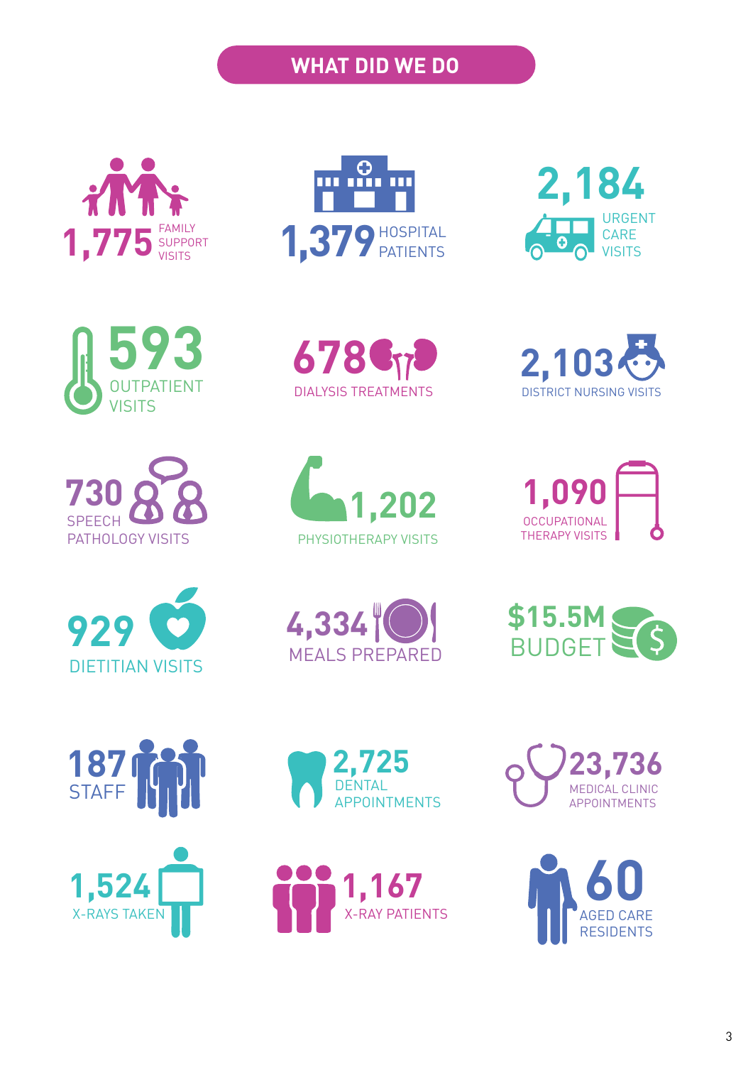## WHAT DID WE DO

1,775 FAMILY SUPPORT VISITS

1,379 HOSPITAL PATIENTS

2,184 URGENT CARE VISITS

593 OUTPATIENT VISITS

678 DIALYSIS TREATMENTS

2,103 DISTRICT NURSING VISITS

730 SPEECH PATHOLOGY VISITS

1,202 PHYSIOTHERAPY VISITS

1,090 OCCUPATIONAL THERAPY VISITS

929 DIETITIAN VISITS

4,334 MEALS PREPARED

$15.5M BUDGET

187 STAFF

2,725 DENTAL APPOINTMENTS

23,736 MEDICAL CLINIC APPOINTMENTS

1,524 X-RAYS TAKEN

1,167 X-RAY PATIENTS

60 AGED CARE RESIDENTS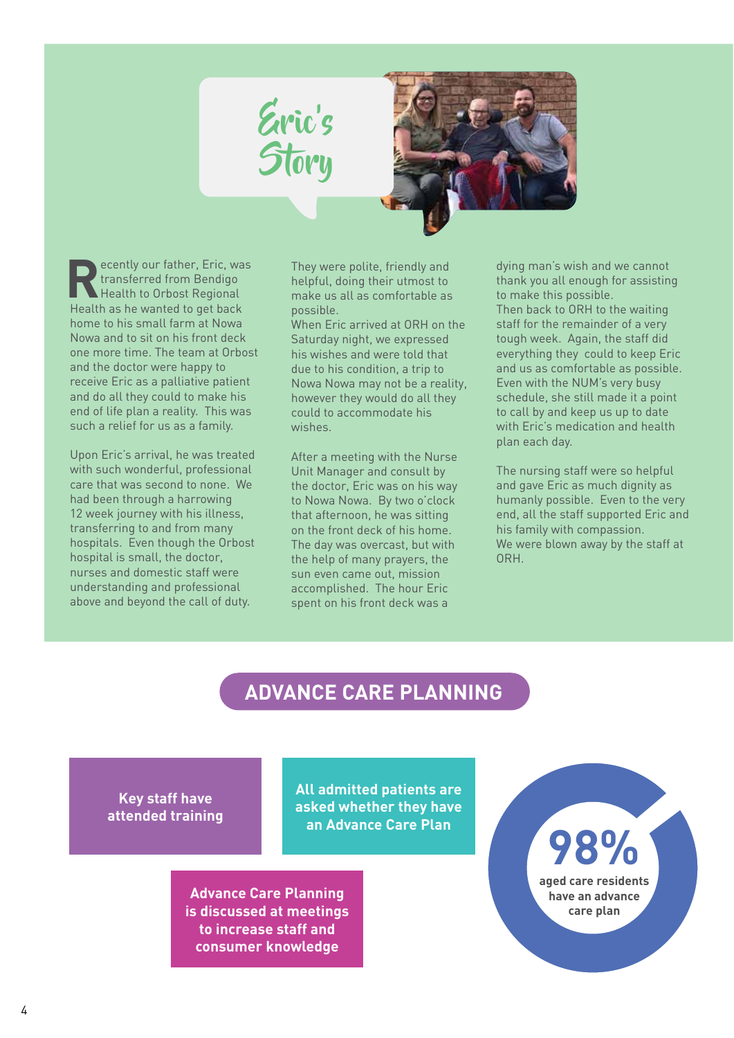# Eric's Story

Recently our father, Eric, was transferred from Bendigo Health to Orbost Regional Health as he wanted to get back home to his small farm at Nowa Nowa and to sit on his front deck one more time. The team at Orbost and the doctor were happy to receive Eric as a palliative patient and do all they could to make his end of life plan a reality. This was such a relief for us as a family.

Upon Eric's arrival, he was treated with such wonderful, professional care that was second to none. We had been through a harrowing 12 week journey with his illness, transferring to and from many hospitals. Even though the Orbost hospital is small, the doctor, nurses and domestic staff were understanding and professional above and beyond the call of duty. They were polite, friendly and helpful, doing their utmost to make us all as comfortable as possible.
When Eric arrived at ORH on the Saturday night, we expressed his wishes and were told that due to his condition, a trip to Nowa Nowa may not be a reality, however they would do all they could to accommodate his wishes.

After a meeting with the Nurse Unit Manager and consult by the doctor, Eric was on his way to Nowa Nowa. By two o'clock that afternoon, he was sitting on the front deck of his home. The day was overcast, but with the help of many prayers, the sun even came out, mission accomplished. The hour Eric spent on his front deck was a dying man's wish and we cannot thank you all enough for assisting to make this possible.
Then back to ORH to the waiting staff for the remainder of a very tough week. Again, the staff did everything they could to keep Eric and us as comfortable as possible. Even with the NUM's very busy schedule, she still made it a point to call by and keep us up to date with Eric's medication and health plan each day.

The nursing staff were so helpful and gave Eric as much dignity as humanly possible. Even to the very end, all the staff supported Eric and his family with compassion.
We were blown away by the staff at ORH.

## ADVANCE CARE PLANNING

**Key staff have attended training**

**All admitted patients are asked whether they have an Advance Care Plan**

**Advance Care Planning is discussed at meetings to increase staff and consumer knowledge**

**98%** aged care residents have an advance care plan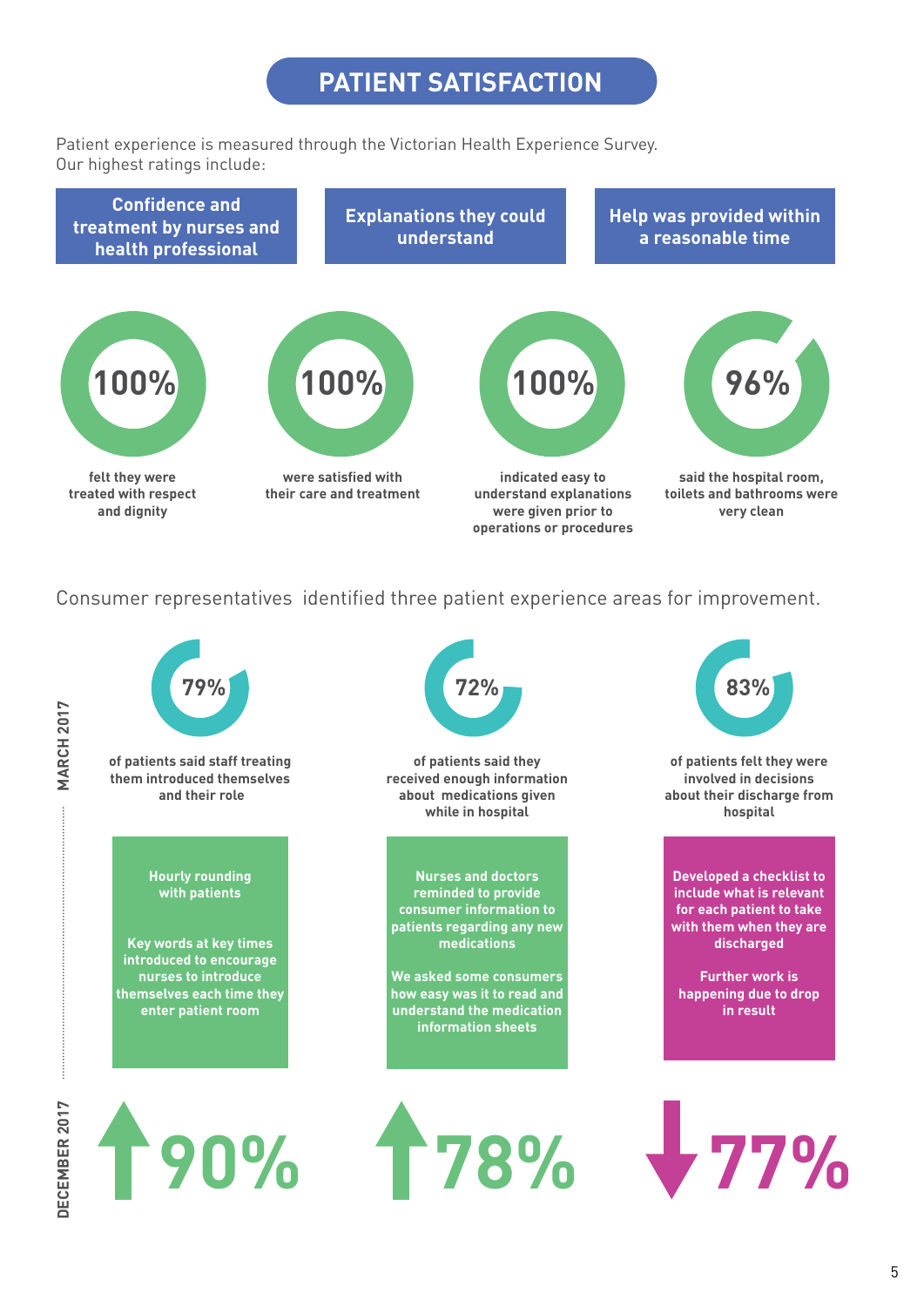# PATIENT SATISFACTION

Patient experience is measured through the Victorian Health Experience Survey.
Our highest ratings include:

**Confidence and treatment by nurses and health professional**

**Explanations they could understand**

**Help was provided within a reasonable time**

**100%** felt they were treated with respect and dignity

**100%** were satisfied with their care and treatment

**100%** indicated easy to understand explanations were given prior to operations or procedures

**96%** said the hospital room, toilets and bathrooms were very clean

Consumer representatives identified three patient experience areas for improvement.

**MARCH 2017**

**79%** of patients said staff treating them introduced themselves and their role

**72%** of patients said they received enough information about medications given while in hospital

**83%** of patients felt they were involved in decisions about their discharge from hospital

Hourly rounding with patients

Key words at key times introduced to encourage nurses to introduce themselves each time they enter patient room

Nurses and doctors reminded to provide consumer information to patients regarding any new medications

We asked some consumers how easy was it to read and understand the medication information sheets

Developed a checklist to include what is relevant for each patient to take with them when they are discharged

Further work is happening due to drop in result

**DECEMBER 2017**

↑ **90%**

↑ **78%**

↓ **77%**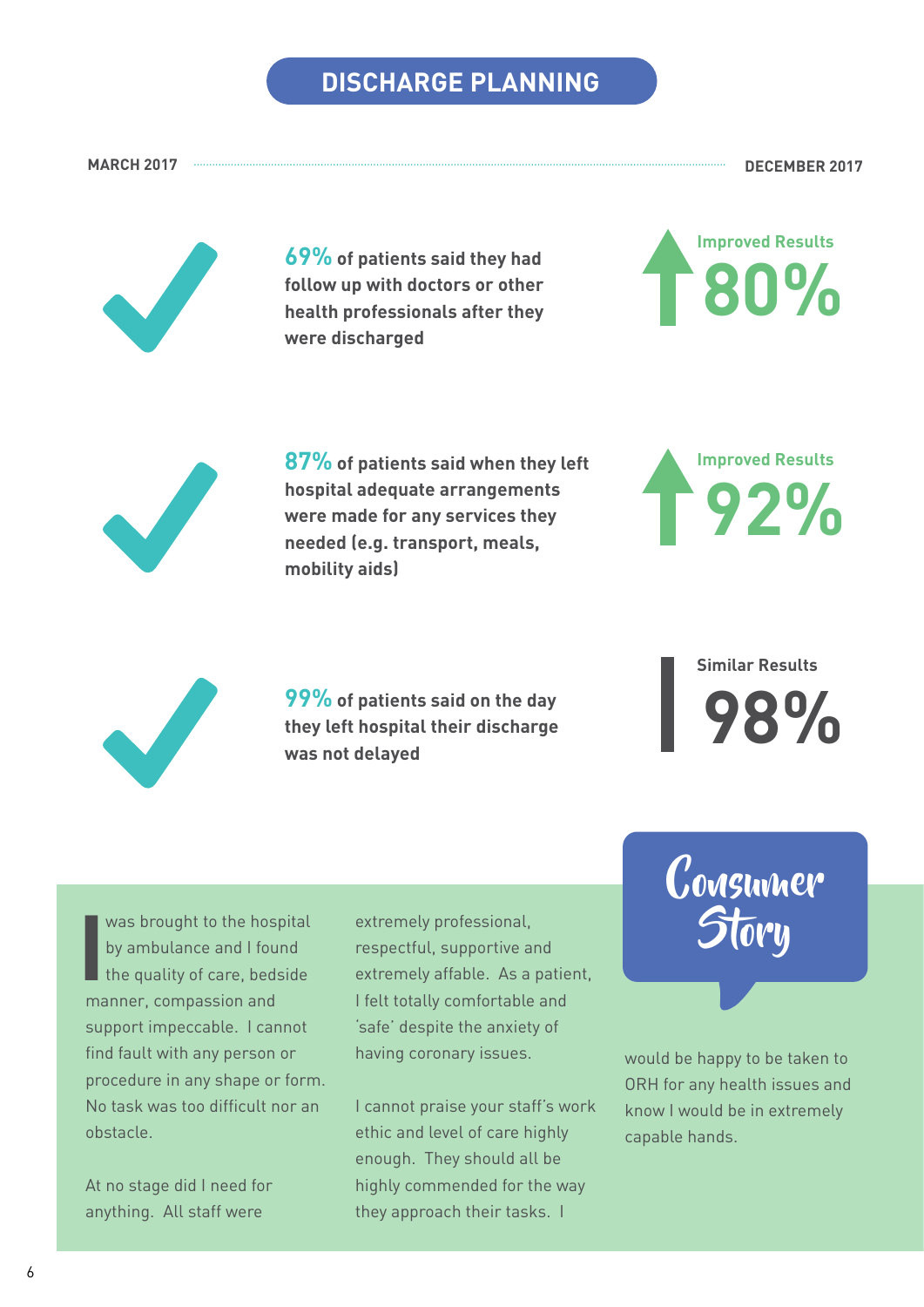# DISCHARGE PLANNING

| MARCH 2017 | DECEMBER 2017 |
| --- | --- |
| **69%** of patients said they had follow up with doctors or other health professionals after they were discharged | Improved Results **80%** |
| **87%** of patients said when they left hospital adequate arrangements were made for any services they needed (e.g. transport, meals, mobility aids) | Improved Results **92%** |
| **99%** of patients said on the day they left hospital their discharge was not delayed | Similar Results **98%** |

## Consumer Story

I was brought to the hospital by ambulance and I found the quality of care, bedside manner, compassion and support impeccable. I cannot find fault with any person or procedure in any shape or form. No task was too difficult nor an obstacle.

At no stage did I need for anything. All staff were extremely professional, respectful, supportive and extremely affable. As a patient, I felt totally comfortable and 'safe' despite the anxiety of having coronary issues.

I cannot praise your staff's work ethic and level of care highly enough. They should all be highly commended for the way they approach their tasks. I would be happy to be taken to ORH for any health issues and know I would be in extremely capable hands.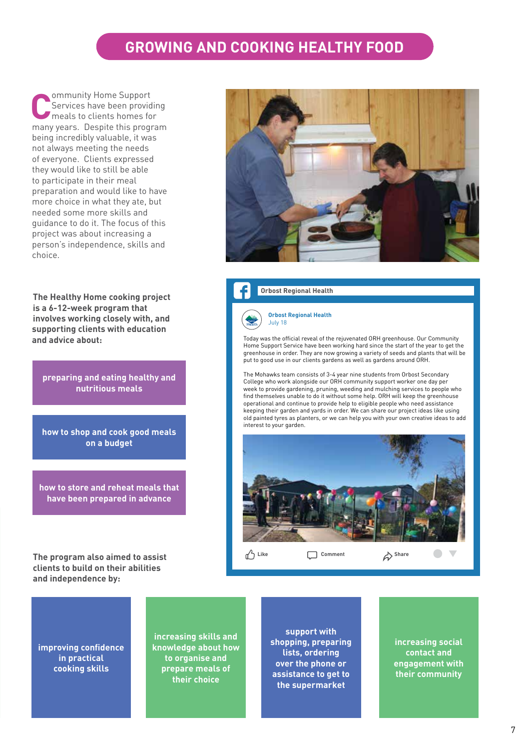# GROWING AND COOKING HEALTHY FOOD

Community Home Support Services have been providing meals to clients homes for many years. Despite this program being incredibly valuable, it was not always meeting the needs of everyone. Clients expressed they would like to still be able to participate in their meal preparation and would like to have more choice in what they ate, but needed some more skills and guidance to do it. The focus of this project was about increasing a person's independence, skills and choice.

**The Healthy Home cooking project is a 6-12-week program that involves working closely with, and supporting clients with education and advice about:**

- **preparing and eating healthy and nutritious meals**
- **how to shop and cook good meals on a budget**
- **how to store and reheat meals that have been prepared in advance**

**The program also aimed to assist clients to build on their abilities and independence by:**

- **improving confidence in practical cooking skills**
- **increasing skills and knowledge about how to organise and prepare meals of their choice**
- **support with shopping, preparing lists, ordering over the phone or assistance to get to the supermarket**
- **increasing social contact and engagement with their community**

**Orbost Regional Health**

**Orbost Regional Health**
July 18

Today was the official reveal of the rejuvenated ORH greenhouse. Our Community Home Support Service have been working hard since the start of the year to get the greenhouse in order. They are now growing a variety of seeds and plants that will be put to good use in our clients gardens as well as gardens around ORH.

The Mohawks team consists of 3-4 year nine students from Orbost Secondary College who work alongside our ORH community support worker one day per week to provide gardening, pruning, weeding and mulching services to people who find themselves unable to do it without some help. ORH will keep the greenhouse operational and continue to provide help to eligible people who need assistance keeping their garden and yards in order. We can share our project ideas like using old painted tyres as planters, or we can help you with your own creative ideas to add interest to your garden.

Like Comment Share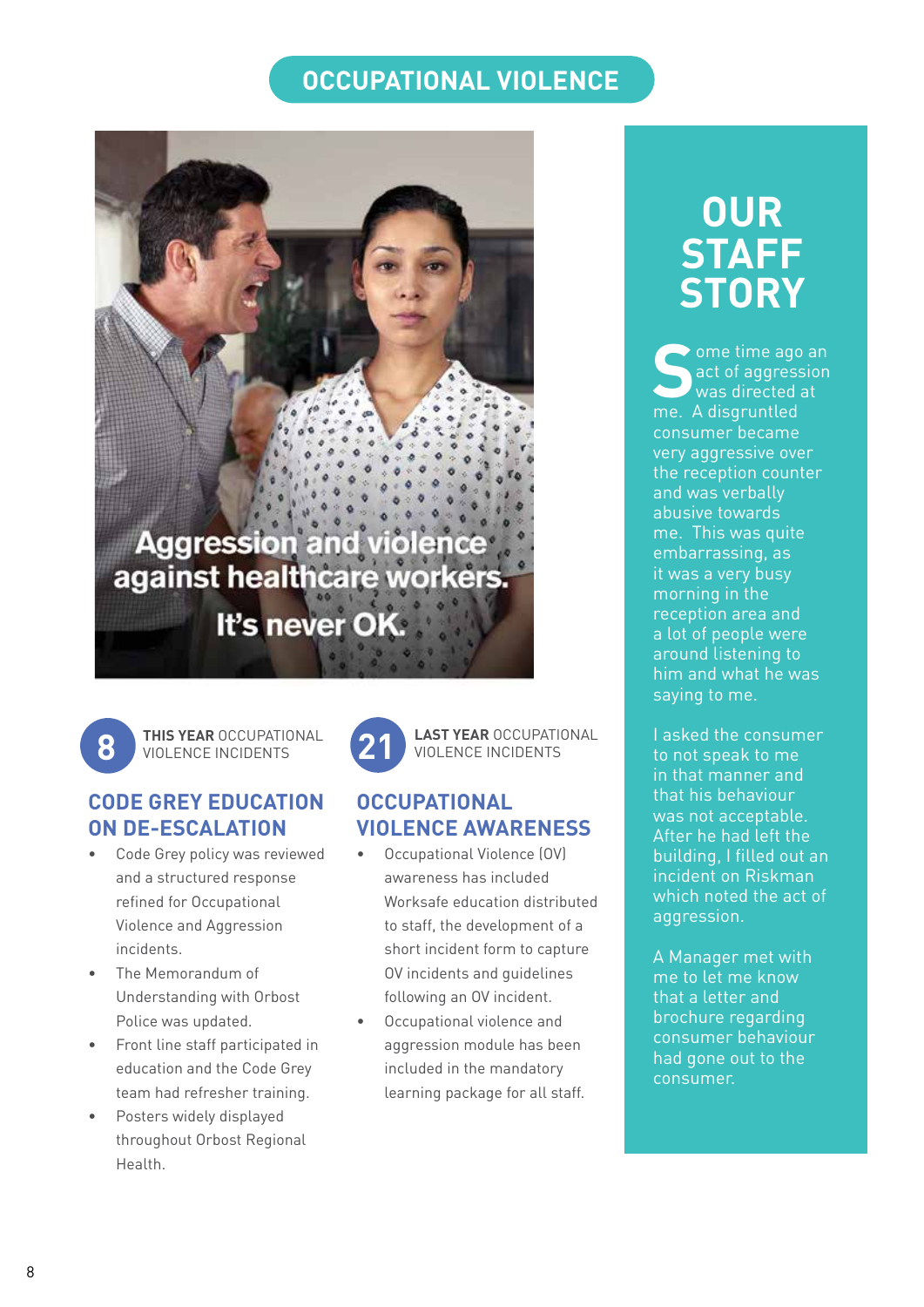# OCCUPATIONAL VIOLENCE

Aggression and violence against healthcare workers.

It's never OK.

**8** **THIS YEAR** OCCUPATIONAL VIOLENCE INCIDENTS

**21** **LAST YEAR** OCCUPATIONAL VIOLENCE INCIDENTS

## CODE GREY EDUCATION ON DE-ESCALATION

- Code Grey policy was reviewed and a structured response refined for Occupational Violence and Aggression incidents.
- The Memorandum of Understanding with Orbost Police was updated.
- Front line staff participated in education and the Code Grey team had refresher training.
- Posters widely displayed throughout Orbost Regional Health.

## OCCUPATIONAL VIOLENCE AWARENESS

- Occupational Violence (OV) awareness has included Worksafe education distributed to staff, the development of a short incident form to capture OV incidents and guidelines following an OV incident.
- Occupational violence and aggression module has been included in the mandatory learning package for all staff.

## OUR STAFF STORY

Some time ago an act of aggression was directed at me. A disgruntled consumer became very aggressive over the reception counter and was verbally abusive towards me. This was quite embarrassing, as it was a very busy morning in the reception area and a lot of people were around listening to him and what he was saying to me.

I asked the consumer to not speak to me in that manner and that his behaviour was not acceptable. After he had left the building, I filled out an incident on Riskman which noted the act of aggression.

A Manager met with me to let me know that a letter and brochure regarding consumer behaviour had gone out to the consumer.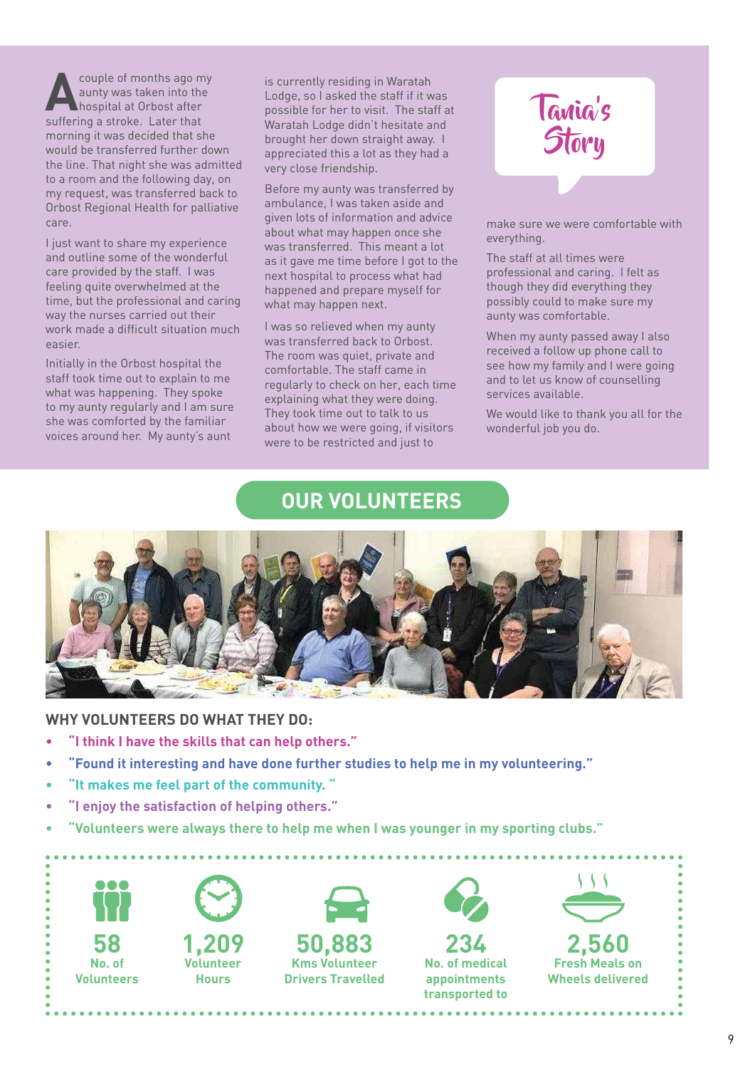## Tania's Story

A couple of months ago my aunty was taken into the hospital at Orbost after suffering a stroke. Later that morning it was decided that she would be transferred further down the line. That night she was admitted to a room and the following day, on my request, was transferred back to Orbost Regional Health for palliative care.

I just want to share my experience and outline some of the wonderful care provided by the staff. I was feeling quite overwhelmed at the time, but the professional and caring way the nurses carried out their work made a difficult situation much easier.

Initially in the Orbost hospital the staff took time out to explain to me what was happening. They spoke to my aunty regularly and I am sure she was comforted by the familiar voices around her. My aunty's aunt is currently residing in Waratah Lodge, so I asked the staff if it was possible for her to visit. The staff at Waratah Lodge didn't hesitate and brought her down straight away. I appreciated this a lot as they had a very close friendship.

Before my aunty was transferred by ambulance, I was taken aside and given lots of information and advice about what may happen once she was transferred. This meant a lot as it gave me time before I got to the next hospital to process what had happened and prepare myself for what may happen next.

I was so relieved when my aunty was transferred back to Orbost. The room was quiet, private and comfortable. The staff came in regularly to check on her, each time explaining what they were doing. They took time out to talk to us about how we were going, if visitors were to be restricted and just to make sure we were comfortable with everything.

The staff at all times were professional and caring. I felt as though they did everything they possibly could to make sure my aunty was comfortable.

When my aunty passed away I also received a follow up phone call to see how my family and I were going and to let us know of counselling services available.

We would like to thank you all for the wonderful job you do.

## OUR VOLUNTEERS

### WHY VOLUNTEERS DO WHAT THEY DO:

- "I think I have the skills that can help others."
- "Found it interesting and have done further studies to help me in my volunteering."
- "It makes me feel part of the community. "
- "I enjoy the satisfaction of helping others."
- "Volunteers were always there to help me when I was younger in my sporting clubs."

| 58 | 1,209 | 50,883 | 234 | 2,560 |
|---|---|---|---|---|
| No. of Volunteers | Volunteer Hours | Kms Volunteer Drivers Travelled | No. of medical appointments transported to | Fresh Meals on Wheels delivered |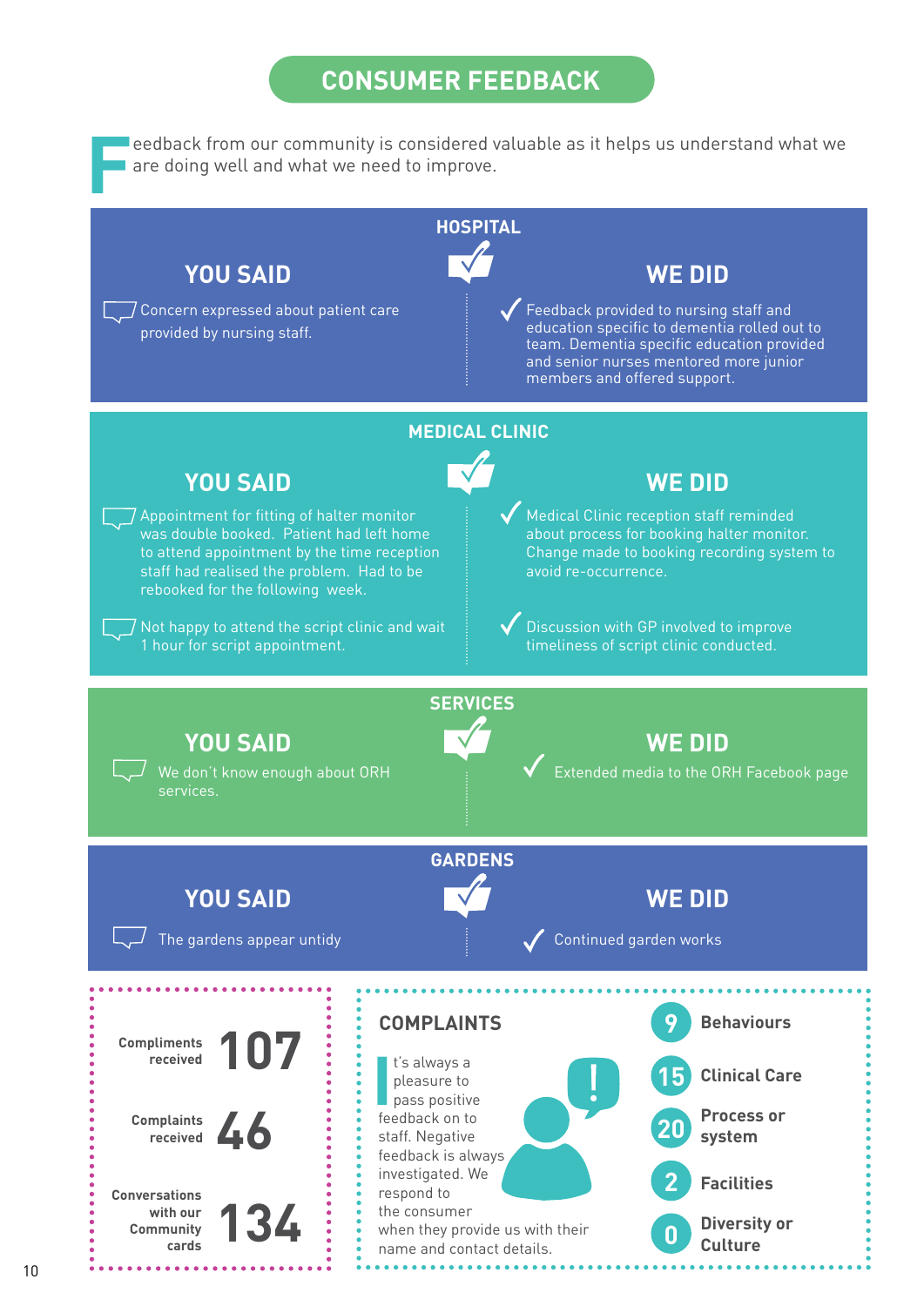# CONSUMER FEEDBACK

Feedback from our community is considered valuable as it helps us understand what we are doing well and what we need to improve.

## HOSPITAL

| YOU SAID | WE DID |
|---|---|
| Concern expressed about patient care provided by nursing staff. | Feedback provided to nursing staff and education specific to dementia rolled out to team. Dementia specific education provided and senior nurses mentored more junior members and offered support. |

## MEDICAL CLINIC

| YOU SAID | WE DID |
|---|---|
| Appointment for fitting of halter monitor was double booked. Patient had left home to attend appointment by the time reception staff had realised the problem. Had to be rebooked for the following week. | Medical Clinic reception staff reminded about process for booking halter monitor. Change made to booking recording system to avoid re-occurrence. |
| Not happy to attend the script clinic and wait 1 hour for script appointment. | Discussion with GP involved to improve timeliness of script clinic conducted. |

## SERVICES

| YOU SAID | WE DID |
|---|---|
| We don't know enough about ORH services. | Extended media to the ORH Facebook page |

## GARDENS

| YOU SAID | WE DID |
|---|---|
| The gardens appear untidy | Continued garden works |

**Compliments received** 107

**Complaints received** 46

**Conversations with our Community cards** 134

## COMPLAINTS

It's always a pleasure to pass positive feedback on to staff. Negative feedback is always investigated. We respond to the consumer when they provide us with their name and contact details.

- **9** Behaviours
- **15** Clinical Care
- **20** Process or system
- **2** Facilities
- **0** Diversity or Culture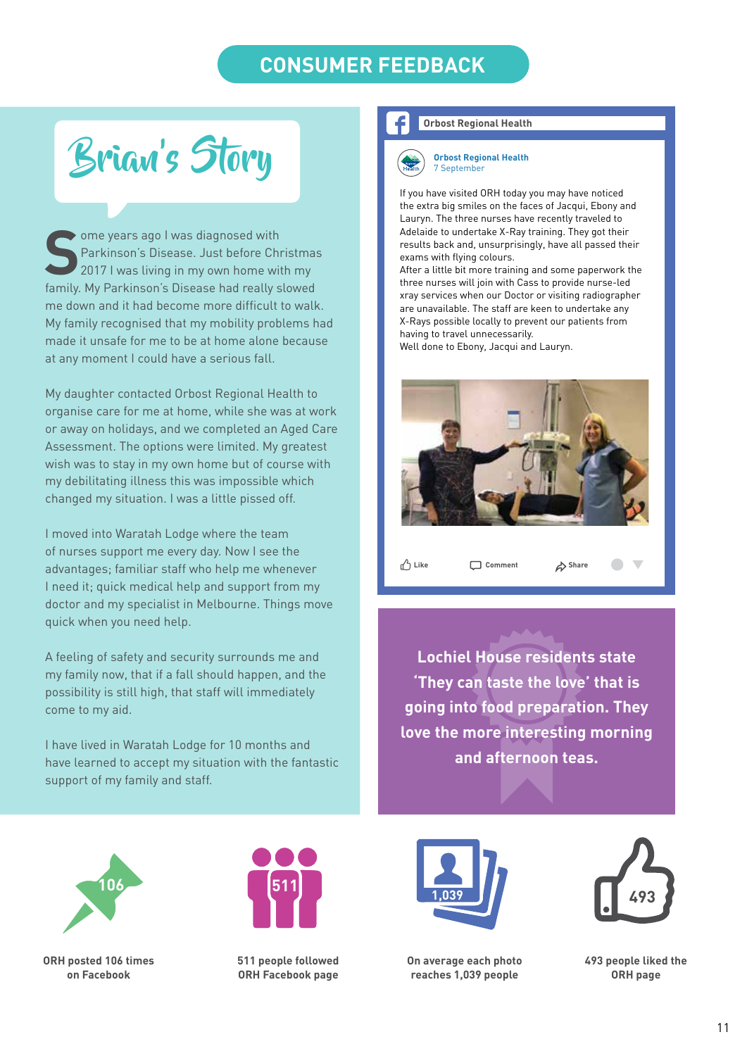# CONSUMER FEEDBACK

## Brian's Story

Some years ago I was diagnosed with Parkinson's Disease. Just before Christmas 2017 I was living in my own home with my family. My Parkinson's Disease had really slowed me down and it had become more difficult to walk. My family recognised that my mobility problems had made it unsafe for me to be at home alone because at any moment I could have a serious fall.

My daughter contacted Orbost Regional Health to organise care for me at home, while she was at work or away on holidays, and we completed an Aged Care Assessment. The options were limited. My greatest wish was to stay in my own home but of course with my debilitating illness this was impossible which changed my situation. I was a little pissed off.

I moved into Waratah Lodge where the team of nurses support me every day. Now I see the advantages; familiar staff who help me whenever I need it; quick medical help and support from my doctor and my specialist in Melbourne. Things move quick when you need help.

A feeling of safety and security surrounds me and my family now, that if a fall should happen, and the possibility is still high, that staff will immediately come to my aid.

I have lived in Waratah Lodge for 10 months and have learned to accept my situation with the fantastic support of my family and staff.

**Orbost Regional Health**

**Orbost Regional Health**
7 September

If you have visited ORH today you may have noticed the extra big smiles on the faces of Jacqui, Ebony and Lauryn. The three nurses have recently traveled to Adelaide to undertake X-Ray training. They got their results back and, unsurprisingly, have all passed their exams with flying colours.
After a little bit more training and some paperwork the three nurses will join with Cass to provide nurse-led xray services when our Doctor or visiting radiographer are unavailable. The staff are keen to undertake any X-Rays possible locally to prevent our patients from having to travel unnecessarily.
Well done to Ebony, Jacqui and Lauryn.

Like Comment Share

**Lochiel House residents state 'They can taste the love' that is going into food preparation. They love the more interesting morning and afternoon teas.**

**106** — ORH posted 106 times on Facebook

**511** — 511 people followed ORH Facebook page

**1,039** — On average each photo reaches 1,039 people

**493** — 493 people liked the ORH page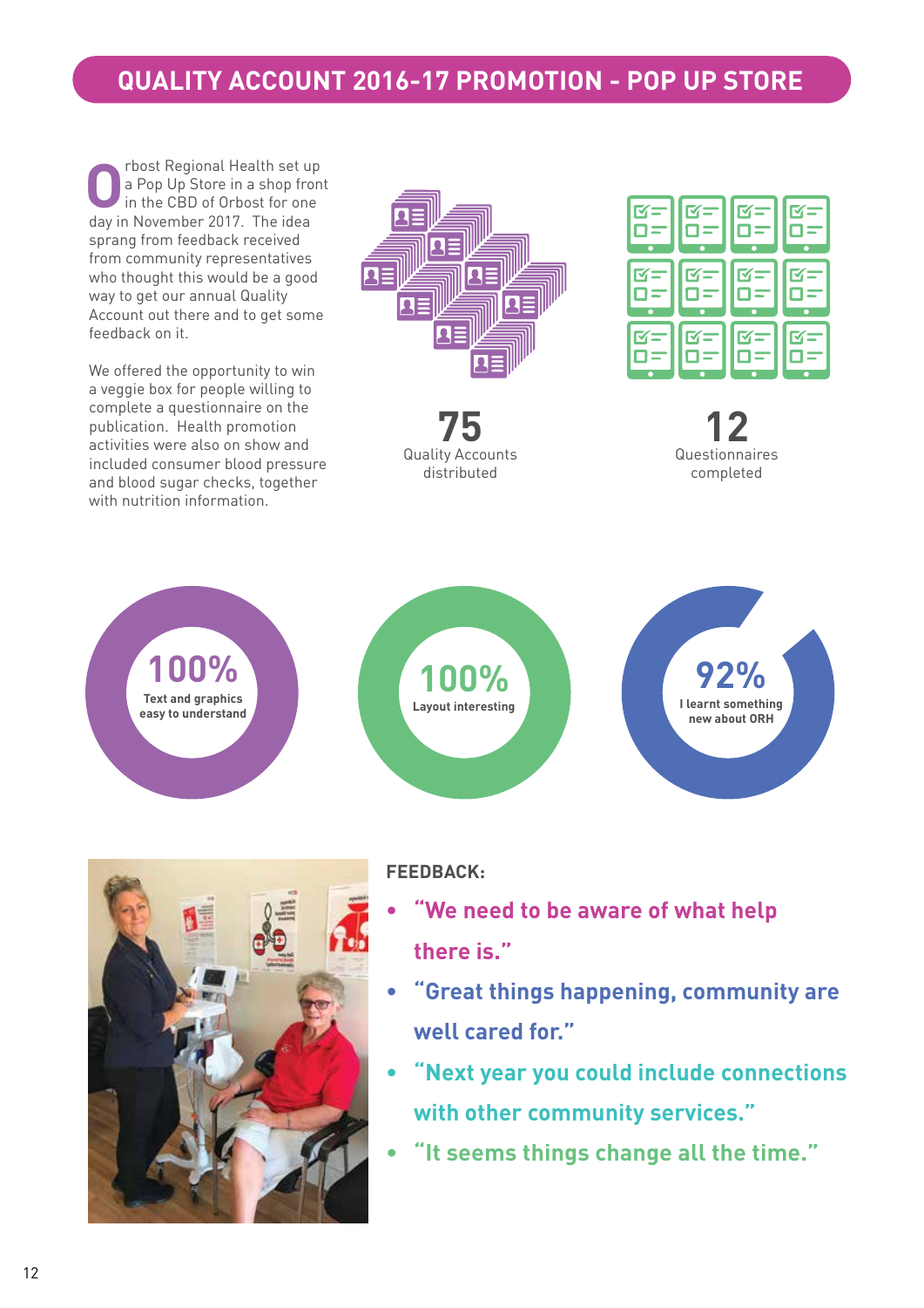## QUALITY ACCOUNT 2016-17 PROMOTION - POP UP STORE

Orbost Regional Health set up a Pop Up Store in a shop front in the CBD of Orbost for one day in November 2017. The idea sprang from feedback received from community representatives who thought this would be a good way to get our annual Quality Account out there and to get some feedback on it.

We offered the opportunity to win a veggie box for people willing to complete a questionnaire on the publication. Health promotion activities were also on show and included consumer blood pressure and blood sugar checks, together with nutrition information.

**75**
Quality Accounts distributed

**12**
Questionnaires completed

**100%**
Text and graphics easy to understand

**100%**
Layout interesting

**92%**
I learnt something new about ORH

**FEEDBACK:**

- **"We need to be aware of what help there is."**
- **"Great things happening, community are well cared for."**
- **"Next year you could include connections with other community services."**
- **"It seems things change all the time."**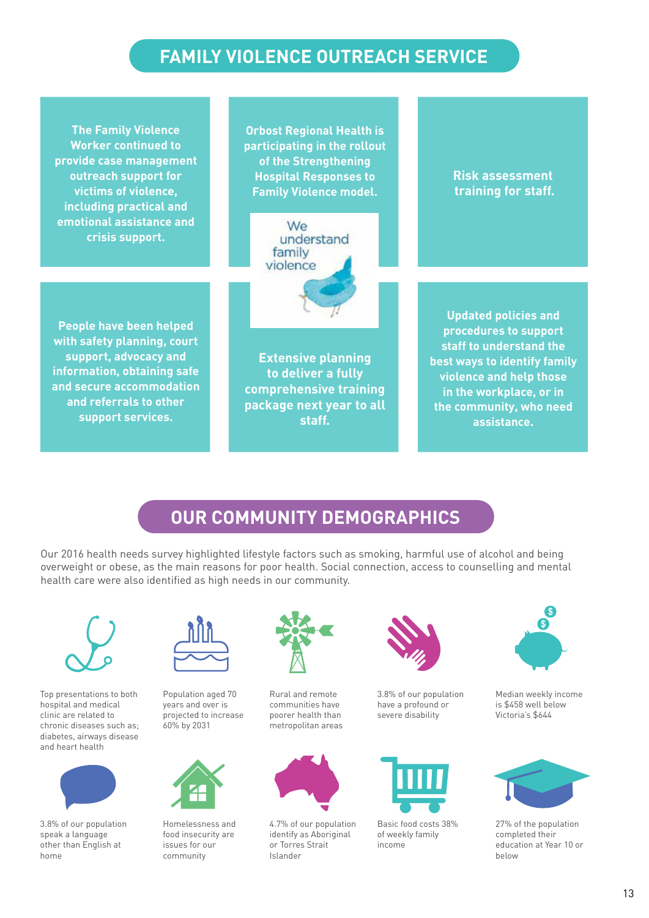## FAMILY VIOLENCE OUTREACH SERVICE

**The Family Violence Worker continued to provide case management outreach support for victims of violence, including practical and emotional assistance and crisis support.**

**Orbost Regional Health is participating in the rollout of the Strengthening Hospital Responses to Family Violence model.**

We understand family violence

**Risk assessment training for staff.**

**People have been helped with safety planning, court support, advocacy and information, obtaining safe and secure accommodation and referrals to other support services.**

**Extensive planning to deliver a fully comprehensive training package next year to all staff.**

**Updated policies and procedures to support staff to understand the best ways to identify family violence and help those in the workplace, or in the community, who need assistance.**

## OUR COMMUNITY DEMOGRAPHICS

Our 2016 health needs survey highlighted lifestyle factors such as smoking, harmful use of alcohol and being overweight or obese, as the main reasons for poor health. Social connection, access to counselling and mental health care were also identified as high needs in our community.

- Top presentations to both hospital and medical clinic are related to chronic diseases such as; diabetes, airways disease and heart health
- Population aged 70 years and over is projected to increase 60% by 2031
- Rural and remote communities have poorer health than metropolitan areas
- 3.8% of our population have a profound or severe disability
- Median weekly income is $458 well below Victoria's $644
- 3.8% of our population speak a language other than English at home
- Homelessness and food insecurity are issues for our community
- 4.7% of our population identify as Aboriginal or Torres Strait Islander
- Basic food costs 38% of weekly family income
- 27% of the population completed their education at Year 10 or below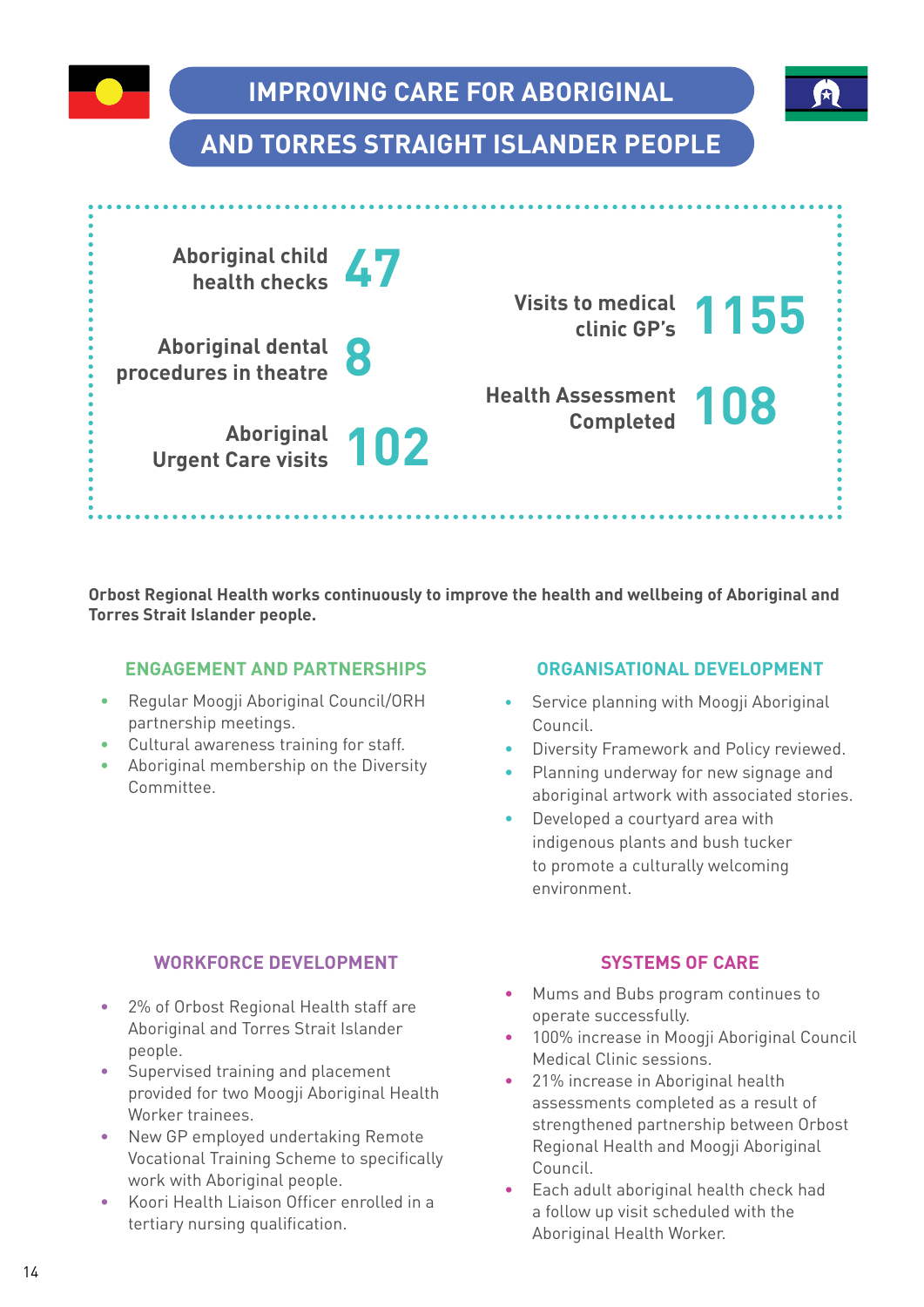# IMPROVING CARE FOR ABORIGINAL AND TORRES STRAIGHT ISLANDER PEOPLE

| Measure | Count |
|---|---|
| Aboriginal child health checks | 47 |
| Aboriginal dental procedures in theatre | 8 |
| Aboriginal Urgent Care visits | 102 |
| Visits to medical clinic GP's | 1155 |
| Health Assessment Completed | 108 |

**Orbost Regional Health works continuously to improve the health and wellbeing of Aboriginal and Torres Strait Islander people.**

## ENGAGEMENT AND PARTNERSHIPS

- Regular Moogji Aboriginal Council/ORH partnership meetings.
- Cultural awareness training for staff.
- Aboriginal membership on the Diversity Committee.

## ORGANISATIONAL DEVELOPMENT

- Service planning with Moogji Aboriginal Council.
- Diversity Framework and Policy reviewed.
- Planning underway for new signage and aboriginal artwork with associated stories.
- Developed a courtyard area with indigenous plants and bush tucker to promote a culturally welcoming environment.

## WORKFORCE DEVELOPMENT

- 2% of Orbost Regional Health staff are Aboriginal and Torres Strait Islander people.
- Supervised training and placement provided for two Moogji Aboriginal Health Worker trainees.
- New GP employed undertaking Remote Vocational Training Scheme to specifically work with Aboriginal people.
- Koori Health Liaison Officer enrolled in a tertiary nursing qualification.

## SYSTEMS OF CARE

- Mums and Bubs program continues to operate successfully.
- 100% increase in Moogji Aboriginal Council Medical Clinic sessions.
- 21% increase in Aboriginal health assessments completed as a result of strengthened partnership between Orbost Regional Health and Moogji Aboriginal Council.
- Each adult aboriginal health check had a follow up visit scheduled with the Aboriginal Health Worker.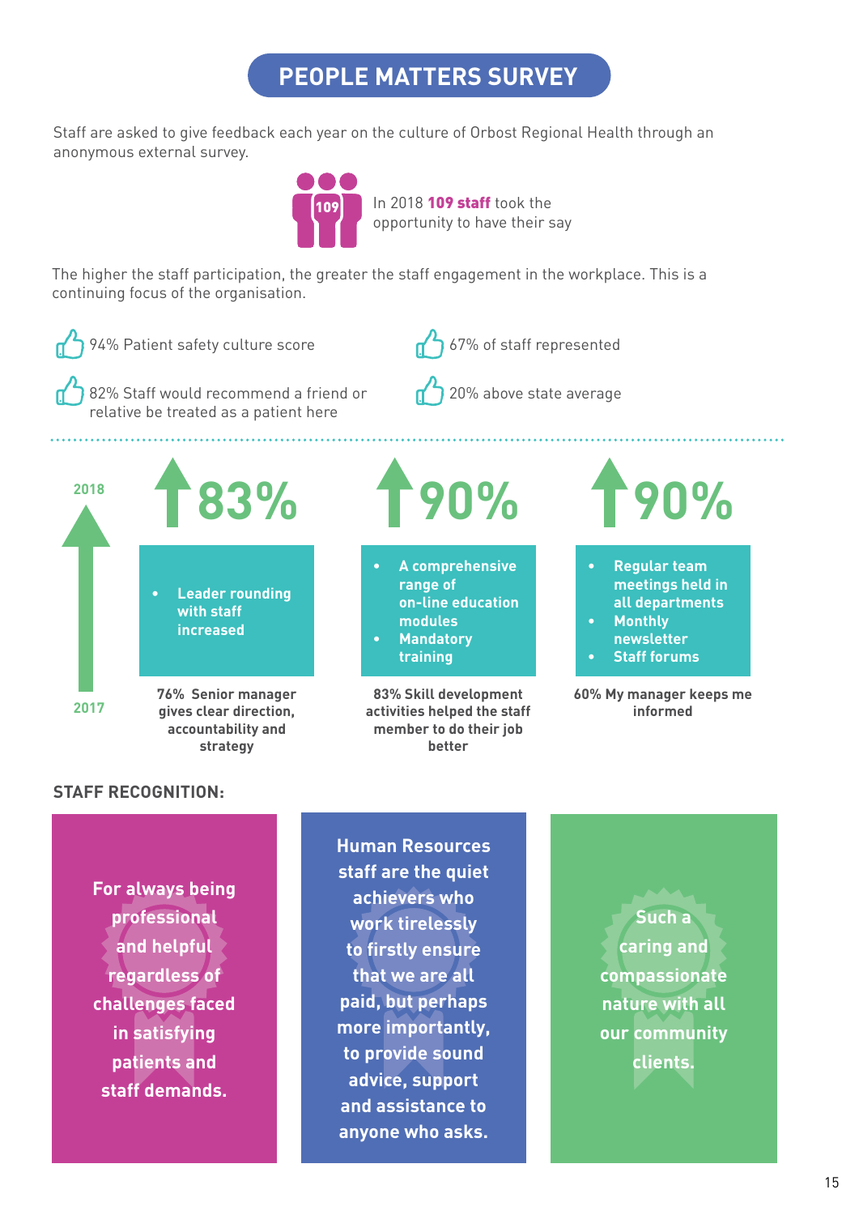# PEOPLE MATTERS SURVEY

Staff are asked to give feedback each year on the culture of Orbost Regional Health through an anonymous external survey.

109

In 2018 **109 staff** took the opportunity to have their say

The higher the staff participation, the greater the staff engagement in the workplace. This is a continuing focus of the organisation.

- 94% Patient safety culture score
- 67% of staff represented
- 82% Staff would recommend a friend or relative be treated as a patient here
- 20% above state average

2018

2017

**83%**

- **Leader rounding with staff increased**

**76% Senior manager gives clear direction, accountability and strategy**

**90%**

- **A comprehensive range of on-line education modules**
- **Mandatory training**

**83% Skill development activities helped the staff member to do their job better**

**90%**

- **Regular team meetings held in all departments**
- **Monthly newsletter**
- **Staff forums**

**60% My manager keeps me informed**

**STAFF RECOGNITION:**

**For always being professional and helpful regardless of challenges faced in satisfying patients and staff demands.**

**Human Resources staff are the quiet achievers who work tirelessly to firstly ensure that we are all paid, but perhaps more importantly, to provide sound advice, support and assistance to anyone who asks.**

**Such a caring and compassionate nature with all our community clients.**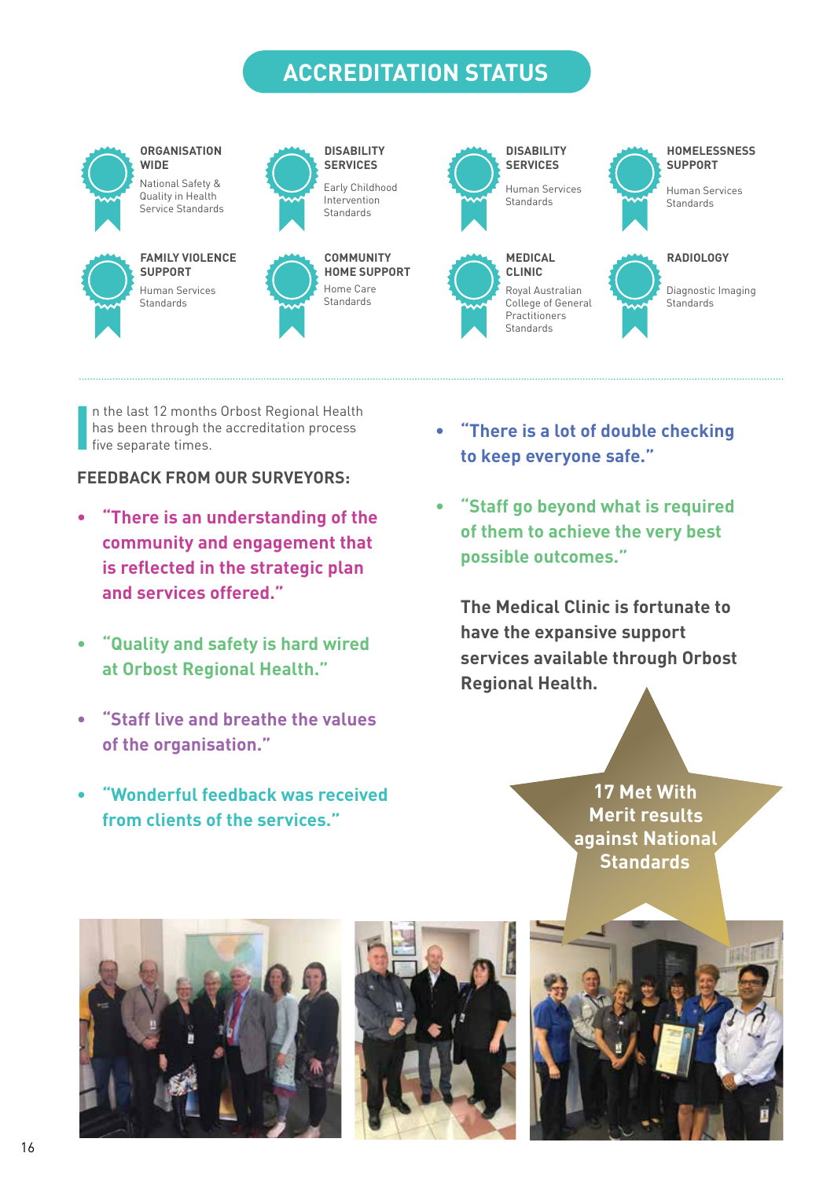# ACCREDITATION STATUS

**ORGANISATION WIDE**
National Safety & Quality in Health Service Standards

**DISABILITY SERVICES**
Early Childhood Intervention Standards

**DISABILITY SERVICES**
Human Services Standards

**HOMELESSNESS SUPPORT**
Human Services Standards

**FAMILY VIOLENCE SUPPORT**
Human Services Standards

**COMMUNITY HOME SUPPORT**
Home Care Standards

**MEDICAL CLINIC**
Royal Australian College of General Practitioners Standards

**RADIOLOGY**
Diagnostic Imaging Standards

In the last 12 months Orbost Regional Health has been through the accreditation process five separate times.

## FEEDBACK FROM OUR SURVEYORS:

- **"There is an understanding of the community and engagement that is reflected in the strategic plan and services offered."**
- **"Quality and safety is hard wired at Orbost Regional Health."**
- **"Staff live and breathe the values of the organisation."**
- **"Wonderful feedback was received from clients of the services."**
- **"There is a lot of double checking to keep everyone safe."**
- **"Staff go beyond what is required of them to achieve the very best possible outcomes."**

**The Medical Clinic is fortunate to have the expansive support services available through Orbost Regional Health.**

**17 Met With Merit results against National Standards**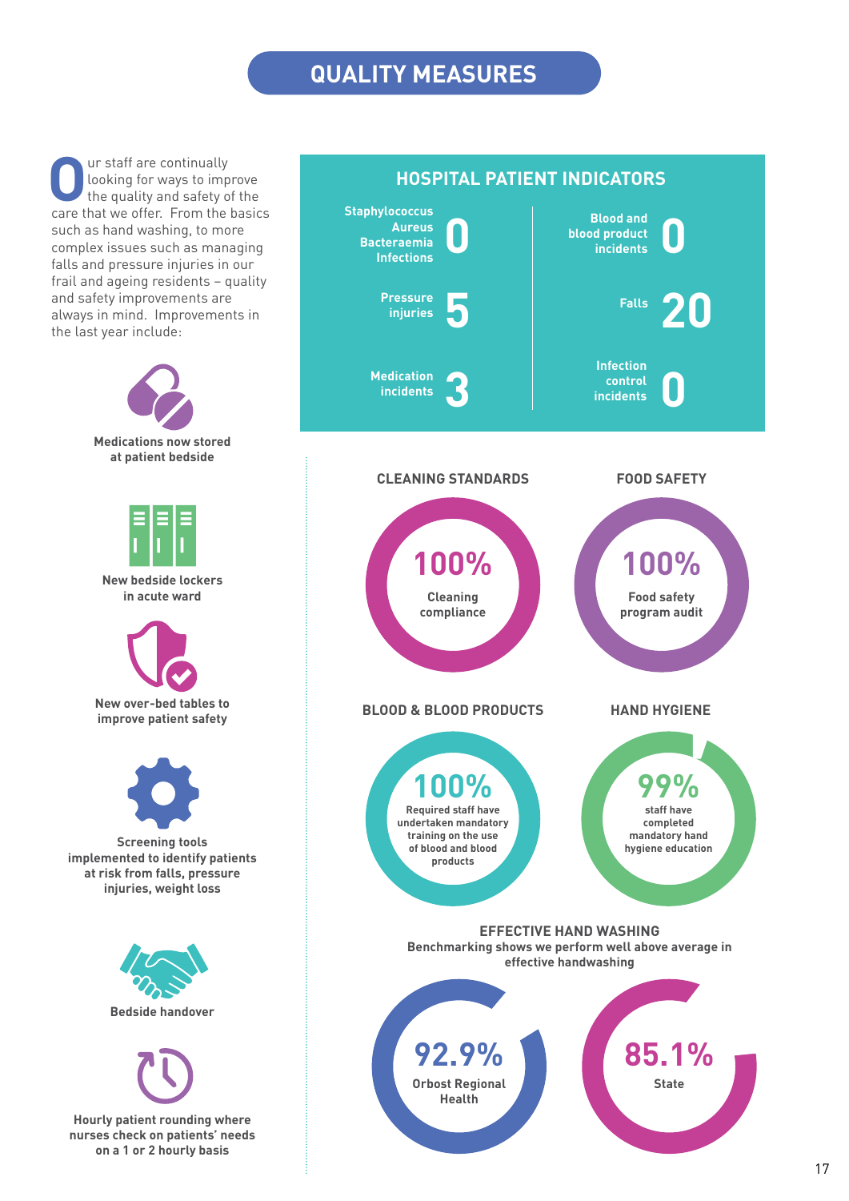# QUALITY MEASURES

Our staff are continually looking for ways to improve the quality and safety of the care that we offer. From the basics such as hand washing, to more complex issues such as managing falls and pressure injuries in our frail and ageing residents – quality and safety improvements are always in mind. Improvements in the last year include:

- Medications now stored at patient bedside
- New bedside lockers in acute ward
- New over-bed tables to improve patient safety
- Screening tools implemented to identify patients at risk from falls, pressure injuries, weight loss
- Bedside handover
- Hourly patient rounding where nurses check on patients' needs on a 1 or 2 hourly basis

## HOSPITAL PATIENT INDICATORS

| Indicator | Count |
|---|---|
| Staphylococcus Aureus Bacteraemia Infections | 0 |
| Blood and blood product incidents | 0 |
| Pressure injuries | 5 |
| Falls | 20 |
| Medication incidents | 3 |
| Infection control incidents | 0 |

## CLEANING STANDARDS

**100%** Cleaning compliance

## FOOD SAFETY

**100%** Food safety program audit

## BLOOD & BLOOD PRODUCTS

**100%** Required staff have undertaken mandatory training on the use of blood and blood products

## HAND HYGIENE

**99%** staff have completed mandatory hand hygiene education

## EFFECTIVE HAND WASHING

Benchmarking shows we perform well above average in effective handwashing

**92.9%** Orbost Regional Health

**85.1%** State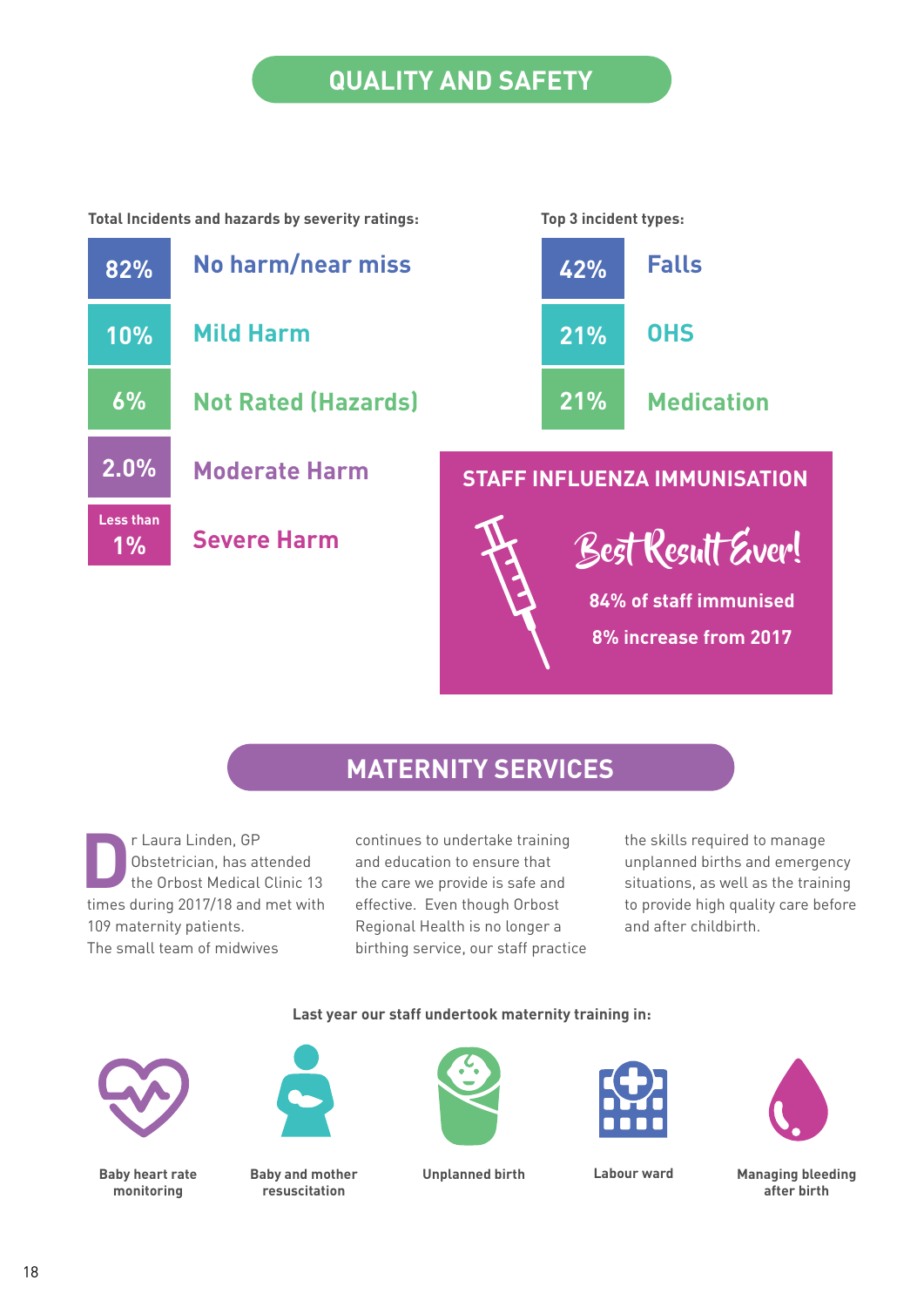## QUALITY AND SAFETY

**Total Incidents and hazards by severity ratings:**

| % | Severity |
|---|---|
| 82% | No harm/near miss |
| 10% | Mild Harm |
| 6% | Not Rated (Hazards) |
| 2.0% | Moderate Harm |
| Less than 1% | Severe Harm |

**Top 3 incident types:**

| % | Type |
|---|---|
| 42% | Falls |
| 21% | OHS |
| 21% | Medication |

### STAFF INFLUENZA IMMUNISATION

*Best Result Ever!*

**84% of staff immunised**

**8% increase from 2017**

## MATERNITY SERVICES

Dr Laura Linden, GP Obstetrician, has attended the Orbost Medical Clinic 13 times during 2017/18 and met with 109 maternity patients.

The small team of midwives continues to undertake training and education to ensure that the care we provide is safe and effective. Even though Orbost Regional Health is no longer a birthing service, our staff practice the skills required to manage unplanned births and emergency situations, as well as the training to provide high quality care before and after childbirth.

**Last year our staff undertook maternity training in:**

- Baby heart rate monitoring
- Baby and mother resuscitation
- Unplanned birth
- Labour ward
- Managing bleeding after birth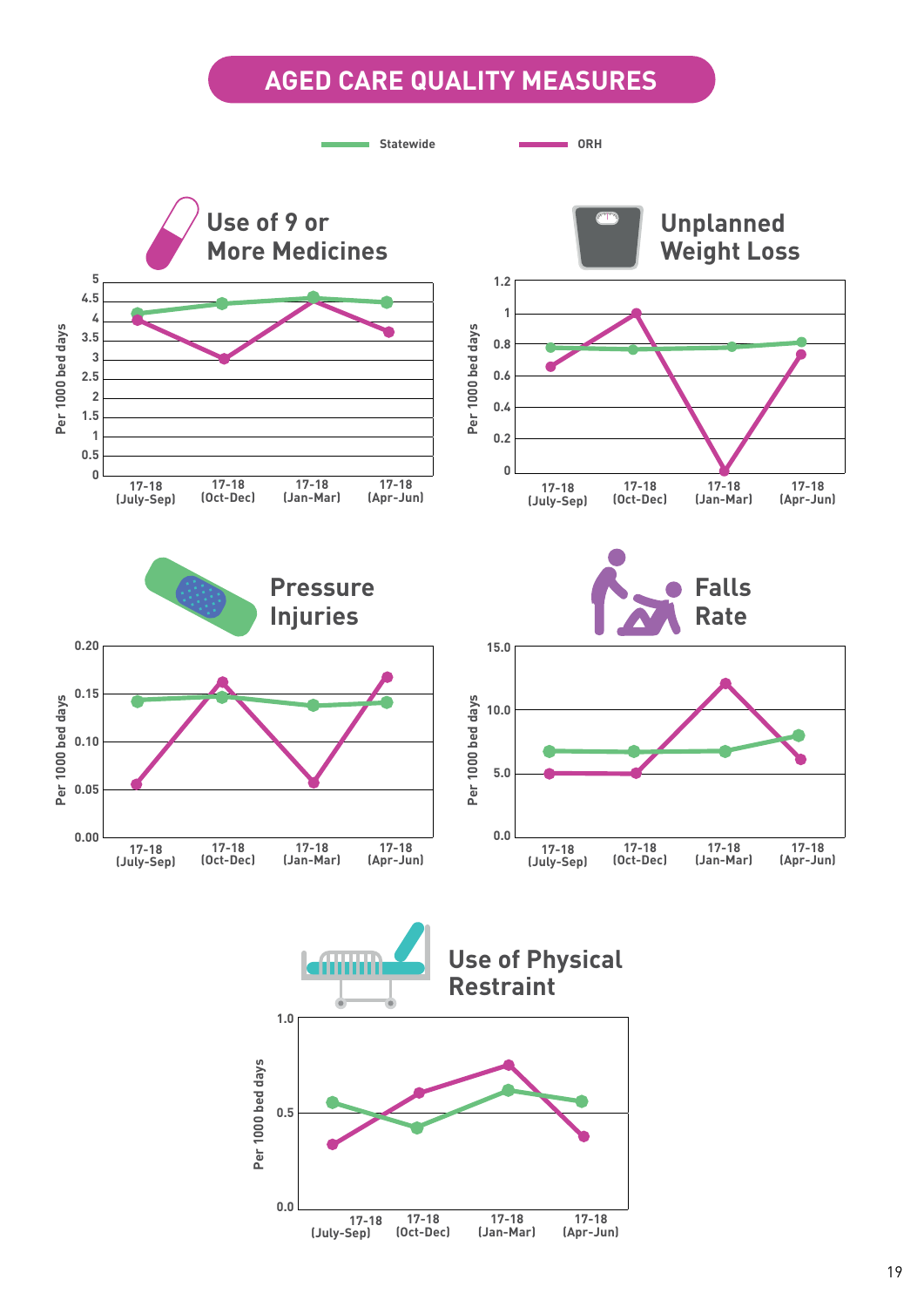# AGED CARE QUALITY MEASURES

Statewide | ORH

## Use of 9 or More Medicines

Per 1000 bed days

0, 0.5, 1, 1.5, 2, 2.5, 3, 3.5, 4, 4.5, 5

17-18 (July-Sep) | 17-18 (Oct-Dec) | 17-18 (Jan-Mar) | 17-18 (Apr-Jun)

## Unplanned Weight Loss

Per 1000 bed days

0, 0.2, 0.4, 0.6, 0.8, 1, 1.2

17-18 (July-Sep) | 17-18 (Oct-Dec) | 17-18 (Jan-Mar) | 17-18 (Apr-Jun)

## Pressure Injuries

Per 1000 bed days

0.00, 0.05, 0.10, 0.15, 0.20

17-18 (July-Sep) | 17-18 (Oct-Dec) | 17-18 (Jan-Mar) | 17-18 (Apr-Jun)

## Falls Rate

Per 1000 bed days

0.0, 5.0, 10.0, 15.0

17-18 (July-Sep) | 17-18 (Oct-Dec) | 17-18 (Jan-Mar) | 17-18 (Apr-Jun)

## Use of Physical Restraint

Per 1000 bed days

0.0, 0.5, 1.0

17-18 (July-Sep) | 17-18 (Oct-Dec) | 17-18 (Jan-Mar) | 17-18 (Apr-Jun)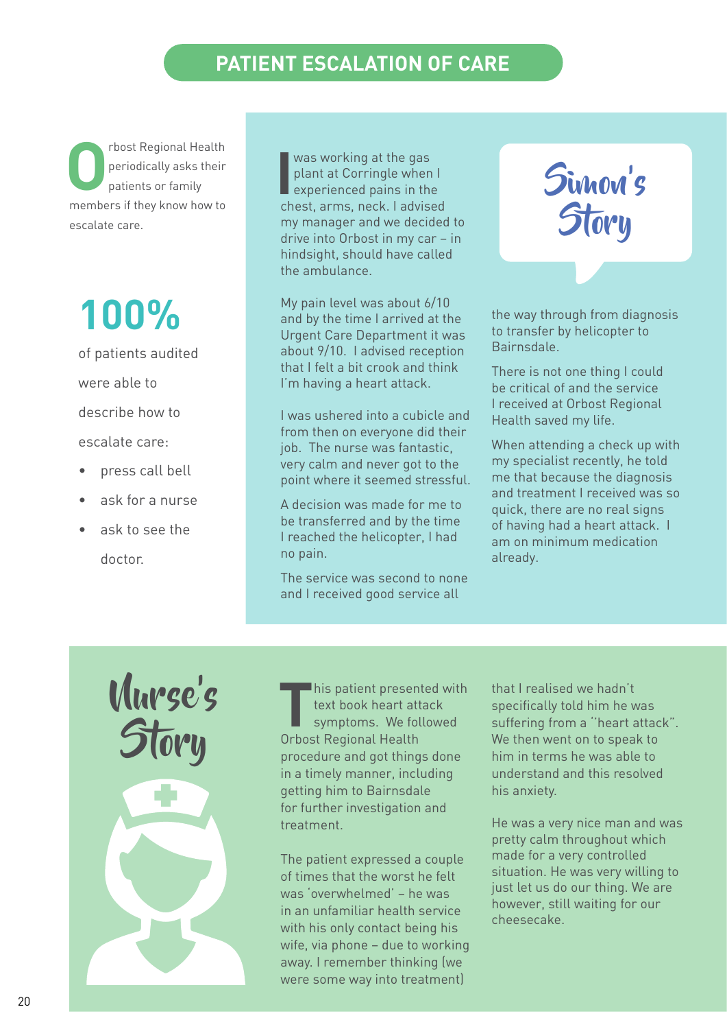# PATIENT ESCALATION OF CARE

Orbost Regional Health periodically asks their patients or family members if they know how to escalate care.

**100%**

of patients audited were able to describe how to escalate care:

- press call bell
- ask for a nurse
- ask to see the doctor.

## Simon's Story

I was working at the gas plant at Corringle when I experienced pains in the chest, arms, neck. I advised my manager and we decided to drive into Orbost in my car – in hindsight, should have called the ambulance.

My pain level was about 6/10 and by the time I arrived at the Urgent Care Department it was about 9/10. I advised reception that I felt a bit crook and think I'm having a heart attack.

I was ushered into a cubicle and from then on everyone did their job. The nurse was fantastic, very calm and never got to the point where it seemed stressful.

A decision was made for me to be transferred and by the time I reached the helicopter, I had no pain.

The service was second to none and I received good service all the way through from diagnosis to transfer by helicopter to Bairnsdale.

There is not one thing I could be critical of and the service I received at Orbost Regional Health saved my life.

When attending a check up with my specialist recently, he told me that because the diagnosis and treatment I received was so quick, there are no real signs of having had a heart attack. I am on minimum medication already.

## Nurse's Story

This patient presented with text book heart attack symptoms. We followed Orbost Regional Health procedure and got things done in a timely manner, including getting him to Bairnsdale for further investigation and treatment.

The patient expressed a couple of times that the worst he felt was 'overwhelmed' – he was in an unfamiliar health service with his only contact being his wife, via phone – due to working away. I remember thinking (we were some way into treatment) that I realised we hadn't specifically told him he was suffering from a "heart attack". We then went on to speak to him in terms he was able to understand and this resolved his anxiety.

He was a very nice man and was pretty calm throughout which made for a very controlled situation. He was very willing to just let us do our thing. We are however, still waiting for our cheesecake.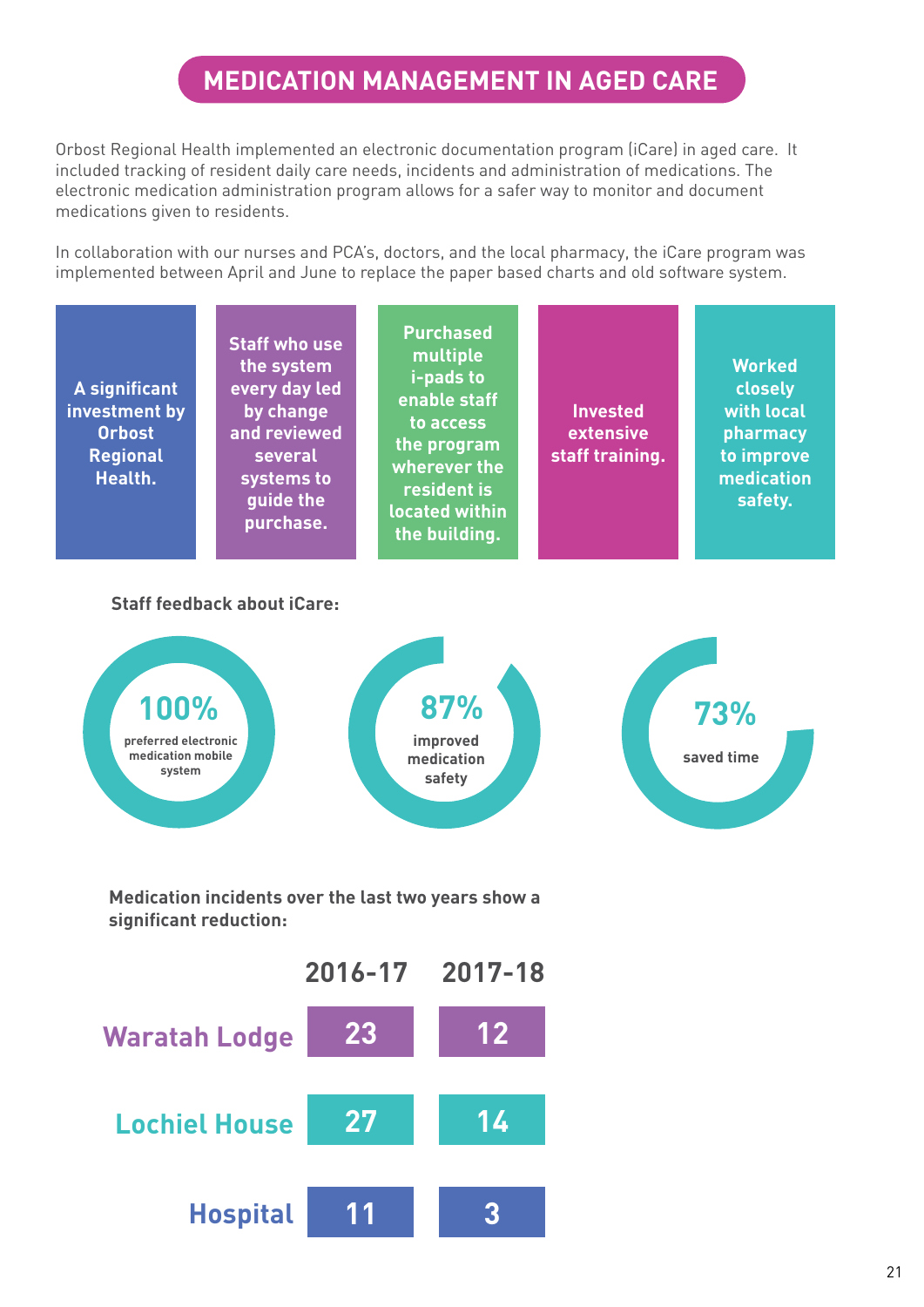# MEDICATION MANAGEMENT IN AGED CARE

Orbost Regional Health implemented an electronic documentation program (iCare) in aged care. It included tracking of resident daily care needs, incidents and administration of medications. The electronic medication administration program allows for a safer way to monitor and document medications given to residents.

In collaboration with our nurses and PCA's, doctors, and the local pharmacy, the iCare program was implemented between April and June to replace the paper based charts and old software system.

- **A significant investment by Orbost Regional Health.**
- **Staff who use the system every day led by change and reviewed several systems to guide the purchase.**
- **Purchased multiple i-pads to enable staff to access the program wherever the resident is located within the building.**
- **Invested extensive staff training.**
- **Worked closely with local pharmacy to improve medication safety.**

**Staff feedback about iCare:**

- **100%** preferred electronic medication mobile system
- **87%** improved medication safety
- **73%** saved time

**Medication incidents over the last two years show a significant reduction:**

| | 2016-17 | 2017-18 |
|---|---|---|
| Waratah Lodge | 23 | 12 |
| Lochiel House | 27 | 14 |
| Hospital | 11 | 3 |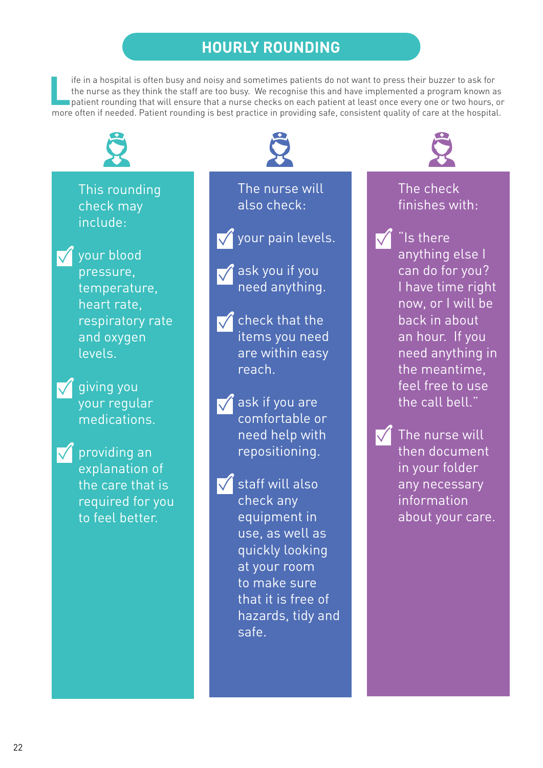# HOURLY ROUNDING

Life in a hospital is often busy and noisy and sometimes patients do not want to press their buzzer to ask for the nurse as they think the staff are too busy. We recognise this and have implemented a program known as patient rounding that will ensure that a nurse checks on each patient at least once every one or two hours, or more often if needed. Patient rounding is best practice in providing safe, consistent quality of care at the hospital.

This rounding check may include:

- your blood pressure, temperature, heart rate, respiratory rate and oxygen levels.
- giving you your regular medications.
- providing an explanation of the care that is required for you to feel better.

The nurse will also check:

- your pain levels.
- ask you if you need anything.
- check that the items you need are within easy reach.
- ask if you are comfortable or need help with repositioning.
- staff will also check any equipment in use, as well as quickly looking at your room to make sure that it is free of hazards, tidy and safe.

The check finishes with:

- "Is there anything else I can do for you? I have time right now, or I will be back in about an hour. If you need anything in the meantime, feel free to use the call bell."
- The nurse will then document in your folder any necessary information about your care.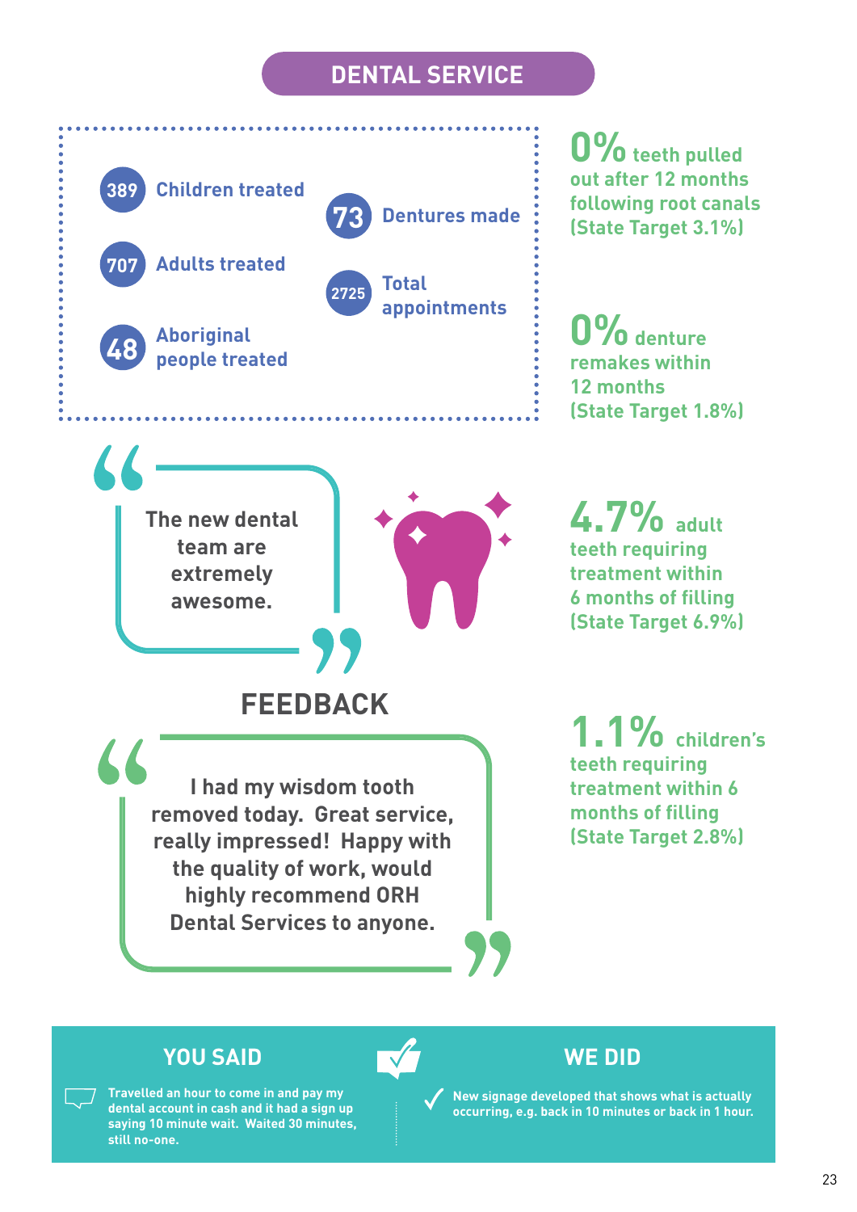# DENTAL SERVICE

- **389** Children treated
- **707** Adults treated
- **48** Aboriginal people treated
- **73** Dentures made
- **2725** Total appointments

**0%** teeth pulled out after 12 months following root canals (State Target 3.1%)

**0%** denture remakes within 12 months (State Target 1.8%)

**4.7%** adult teeth requiring treatment within 6 months of filling (State Target 6.9%)

**1.1%** children's teeth requiring treatment within 6 months of filling (State Target 2.8%)

## FEEDBACK

> The new dental team are extremely awesome.

> I had my wisdom tooth removed today. Great service, really impressed! Happy with the quality of work, would highly recommend ORH Dental Services to anyone.

## YOU SAID

Travelled an hour to come in and pay my dental account in cash and it had a sign up saying 10 minute wait. Waited 30 minutes, still no-one.

## WE DID

New signage developed that shows what is actually occurring, e.g. back in 10 minutes or back in 1 hour.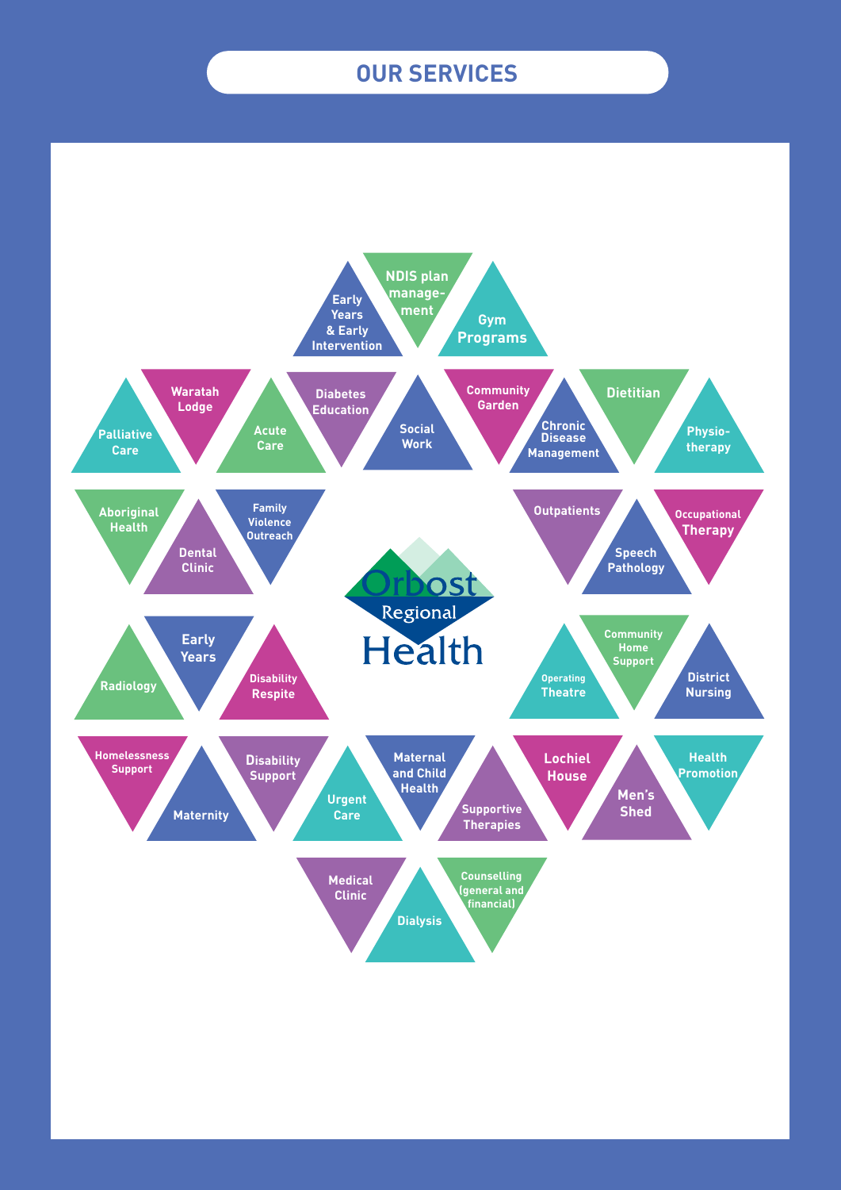## OUR SERVICES

Orbost Regional Health

- Early Years & Early Intervention
- NDIS plan management
- Gym Programs
- Palliative Care
- Waratah Lodge
- Acute Care
- Diabetes Education
- Social Work
- Community Garden
- Chronic Disease Management
- Dietitian
- Physiotherapy
- Aboriginal Health
- Dental Clinic
- Family Violence Outreach
- Outpatients
- Speech Pathology
- Occupational Therapy
- Radiology
- Early Years
- Disability Respite
- Operating Theatre
- Community Home Support
- District Nursing
- Homelessness Support
- Maternity
- Disability Support
- Urgent Care
- Maternal and Child Health
- Supportive Therapies
- Lochiel House
- Men's Shed
- Health Promotion
- Medical Clinic
- Dialysis
- Counselling (general and financial)